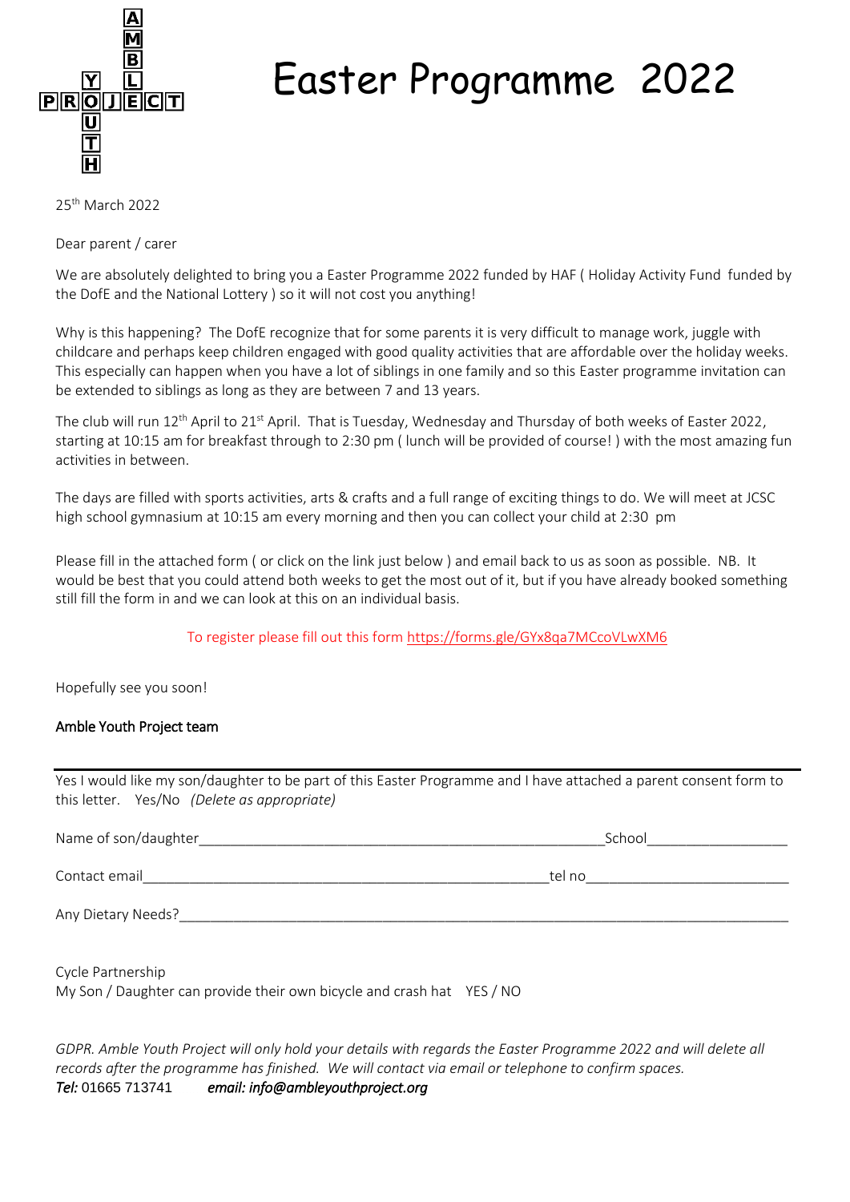# Easter Programme 2022

25th March 2022

Dear parent / carer

We are absolutely delighted to bring you a Easter Programme 2022 funded by HAF ( Holiday Activity Fund funded by the DofE and the National Lottery ) so it will not cost you anything!

Why is this happening? The DofE recognize that for some parents it is very difficult to manage work, juggle with childcare and perhaps keep children engaged with good quality activities that are affordable over the holiday weeks. This especially can happen when you have a lot of siblings in one family and so this Easter programme invitation can be extended to siblings as long as they are between 7 and 13 years.

The club will run 12th April to 21st April. That is Tuesday, Wednesday and Thursday of both weeks of Easter 2022, starting at 10:15 am for breakfast through to 2:30 pm ( lunch will be provided of course! ) with the most amazing fun activities in between.

The days are filled with sports activities, arts & crafts and a full range of exciting things to do. We will meet at JCSC high school gymnasium at 10:15 am every morning and then you can collect your child at 2:30 pm

Please fill in the attached form ( or click on the link just below ) and email back to us as soon as possible. NB. It would be best that you could attend both weeks to get the most out of it, but if you have already booked something still fill the form in and we can look at this on an individual basis.

To register please fill out this form https://forms.gle/GYx8qa7MCcoVLwXM6

Hopefully see you soon!

**Amble Youth Project team**

---

Yes I would like my son/daughter to be part of this Easter Programme and I have attached a parent consent form to this letter. Yes/No *(Delete as appropriate)*

Name of son/daughter\_\_\_\_\_\_\_\_\_\_\_\_\_\_\_\_\_\_\_\_\_\_\_\_\_\_\_\_\_\_\_\_\_\_\_\_\_\_\_\_\_\_\_\_\_\_\_\_\_\_\_School\_\_\_\_\_\_\_\_\_\_\_\_\_\_\_\_\_\_

Contact email\_\_\_\_\_\_\_\_\_\_\_\_\_\_\_\_\_\_\_\_\_\_\_\_\_\_\_\_\_\_\_\_\_\_\_\_\_\_\_\_\_\_\_\_\_\_\_\_\_\_\_tel no\_\_\_\_\_\_\_\_\_\_\_\_\_\_\_\_\_\_\_\_\_\_\_\_\_\_

Any Dietary Needs?\_\_\_\_\_\_\_\_\_\_\_\_\_\_\_\_\_\_\_\_\_\_\_\_\_\_\_\_\_\_\_\_\_\_\_\_\_\_\_\_\_\_\_\_\_\_\_\_\_\_\_\_\_\_\_\_\_\_\_\_\_\_\_\_\_\_\_\_\_\_\_\_\_\_\_\_\_\_

Cycle Partnership
My Son / Daughter can provide their own bicycle and crash hat YES / NO

*GDPR. Amble Youth Project will only hold your details with regards the Easter Programme 2022 and will delete all records after the programme has finished. We will contact via email or telephone to confirm spaces.*
*Tel:* 01665 713741 *email: info@ambleyouthproject.org*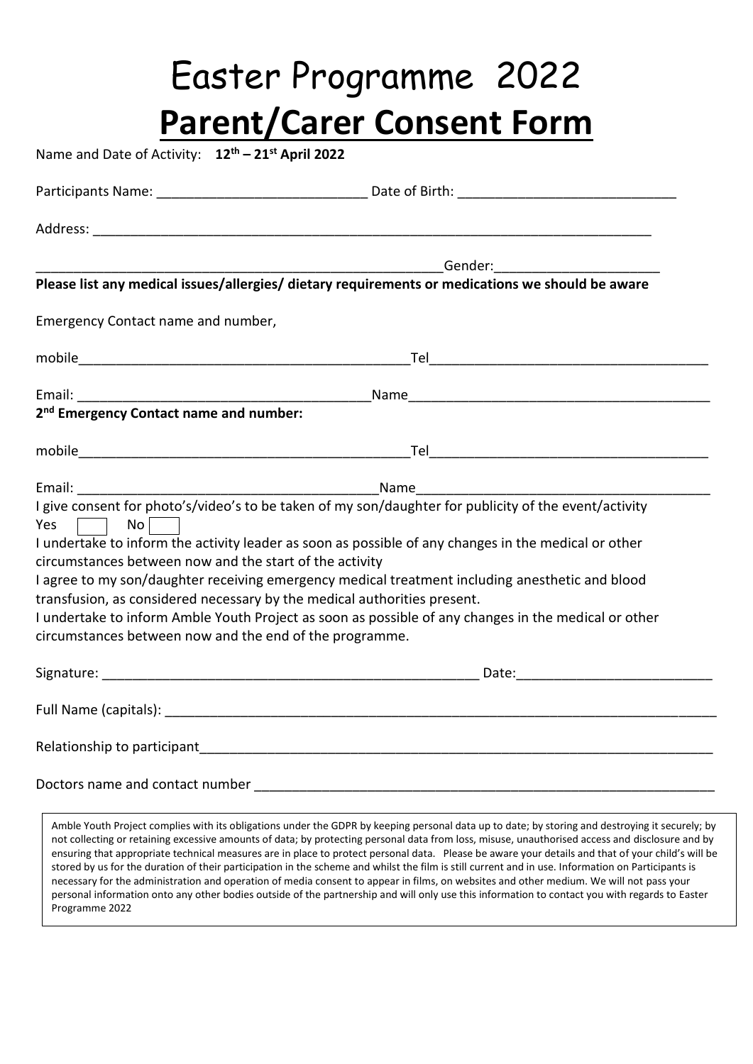# Easter Programme 2022

# Parent/Carer Consent Form

Name and Date of Activity: **12th – 21st April 2022**

Participants Name: ____________________________ Date of Birth: _____________________________

Address: ___________________________________________________________________________

_________________________________________________________Gender:______________________

**Please list any medical issues/allergies/ dietary requirements or medications we should be aware**

Emergency Contact name and number,

mobile_____________________________________________Tel_____________________________________

Email: _______________________________________Name_________________________________________

**2nd Emergency Contact name and number:**

mobile_____________________________________________Tel_____________________________________

Email: _______________________________________Name_________________________________________

I give consent for photo's/video's to be taken of my son/daughter for publicity of the event/activity

Yes ☐ No ☐

I undertake to inform the activity leader as soon as possible of any changes in the medical or other circumstances between now and the start of the activity

I agree to my son/daughter receiving emergency medical treatment including anesthetic and blood transfusion, as considered necessary by the medical authorities present.

I undertake to inform Amble Youth Project as soon as possible of any changes in the medical or other circumstances between now and the end of the programme.

Signature: ___________________________________________________ Date:__________________________

Full Name (capitals): __________________________________________________________________________

Relationship to participant______________________________________________________________________

Doctors name and contact number _______________________________________________________________

Amble Youth Project complies with its obligations under the GDPR by keeping personal data up to date; by storing and destroying it securely; by not collecting or retaining excessive amounts of data; by protecting personal data from loss, misuse, unauthorised access and disclosure and by ensuring that appropriate technical measures are in place to protect personal data. Please be aware your details and that of your child's will be stored by us for the duration of their participation in the scheme and whilst the film is still current and in use. Information on Participants is necessary for the administration and operation of media consent to appear in films, on websites and other medium. We will not pass your personal information onto any other bodies outside of the partnership and will only use this information to contact you with regards to Easter Programme 2022